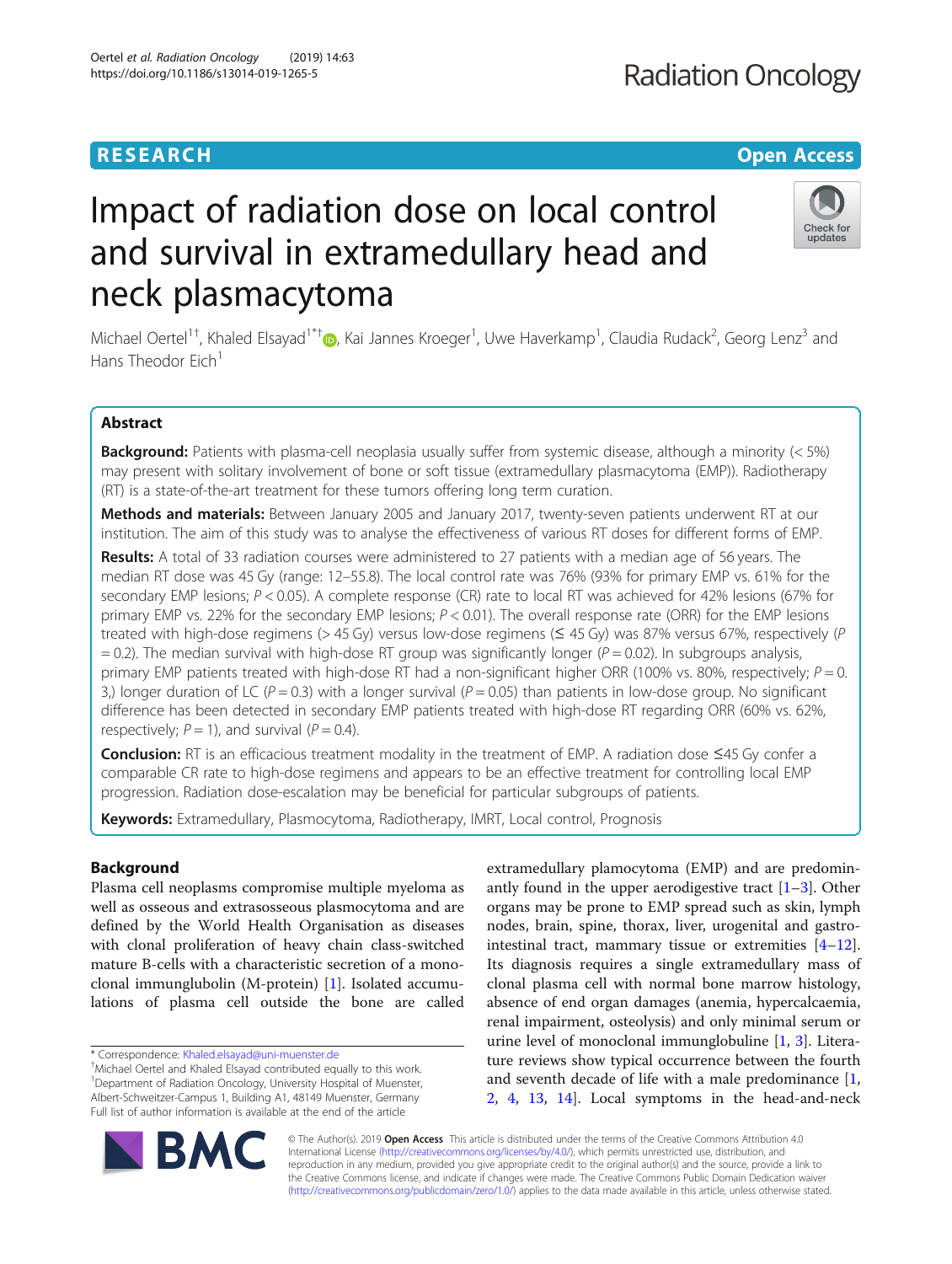RESEARCH

Open Access

# Impact of radiation dose on local control and survival in extramedullary head and neck plasmacytoma

Michael Oertel[1†], Khaled Elsayad[1*†], Kai Jannes Kroeger[1], Uwe Haverkamp[1], Claudia Rudack[2], Georg Lenz[3] and Hans Theodor Eich[1]

## Abstract

**Background:** Patients with plasma-cell neoplasia usually suffer from systemic disease, although a minority (< 5%) may present with solitary involvement of bone or soft tissue (extramedullary plasmacytoma (EMP)). Radiotherapy (RT) is a state-of-the-art treatment for these tumors offering long term curation.

**Methods and materials:** Between January 2005 and January 2017, twenty-seven patients underwent RT at our institution. The aim of this study was to analyse the effectiveness of various RT doses for different forms of EMP.

**Results:** A total of 33 radiation courses were administered to 27 patients with a median age of 56 years. The median RT dose was 45 Gy (range: 12–55.8). The local control rate was 76% (93% for primary EMP vs. 61% for the secondary EMP lesions; $P < 0.05$). A complete response (CR) rate to local RT was achieved for 42% lesions (67% for primary EMP vs. 22% for the secondary EMP lesions; $P < 0.01$). The overall response rate (ORR) for the EMP lesions treated with high-dose regimens (> 45 Gy) versus low-dose regimens (≤ 45 Gy) was 87% versus 67%, respectively ($P = 0.2$). The median survival with high-dose RT group was significantly longer ($P = 0.02$). In subgroups analysis, primary EMP patients treated with high-dose RT had a non-significant higher ORR (100% vs. 80%, respectively; $P = 0.3$,) longer duration of LC ($P = 0.3$) with a longer survival ($P = 0.05$) than patients in low-dose group. No significant difference has been detected in secondary EMP patients treated with high-dose RT regarding ORR (60% vs. 62%, respectively; $P = 1$), and survival ($P = 0.4$).

**Conclusion:** RT is an efficacious treatment modality in the treatment of EMP. A radiation dose ≤45 Gy confer a comparable CR rate to high-dose regimens and appears to be an effective treatment for controlling local EMP progression. Radiation dose-escalation may be beneficial for particular subgroups of patients.

**Keywords:** Extramedullary, Plasmocytoma, Radiotherapy, IMRT, Local control, Prognosis

## Background

Plasma cell neoplasms compromise multiple myeloma as well as osseous and extrasosseous plasmocytoma and are defined by the World Health Organisation as diseases with clonal proliferation of heavy chain class-switched mature B-cells with a characteristic secretion of a monoclonal immunglubolin (M-protein) [1]. Isolated accumulations of plasma cell outside the bone are called extramedullary plamocytoma (EMP) and are predominantly found in the upper aerodigestive tract [1–3]. Other organs may be prone to EMP spread such as skin, lymph nodes, brain, spine, thorax, liver, urogenital and gastrointestinal tract, mammary tissue or extremities [4–12]. Its diagnosis requires a single extramedullary mass of clonal plasma cell with normal bone marrow histology, absence of end organ damages (anemia, hypercalcaemia, renal impairment, osteolysis) and only minimal serum or urine level of monoclonal immunglobuline [1, 3]. Literature reviews show typical occurrence between the fourth and seventh decade of life with a male predominance [1, 2, 4, 13, 14]. Local symptoms in the head-and-neck

\* Correspondence: Khaled.elsayad@uni-muenster.de
†Michael Oertel and Khaled Elsayad contributed equally to this work.
[1]Department of Radiation Oncology, University Hospital of Muenster, Albert-Schweitzer-Campus 1, Building A1, 48149 Muenster, Germany
Full list of author information is available at the end of the article

© The Author(s). 2019 **Open Access** This article is distributed under the terms of the Creative Commons Attribution 4.0 International License (http://creativecommons.org/licenses/by/4.0/), which permits unrestricted use, distribution, and reproduction in any medium, provided you give appropriate credit to the original author(s) and the source, provide a link to the Creative Commons license, and indicate if changes were made. The Creative Commons Public Domain Dedication waiver (http://creativecommons.org/publicdomain/zero/1.0/) applies to the data made available in this article, unless otherwise stated.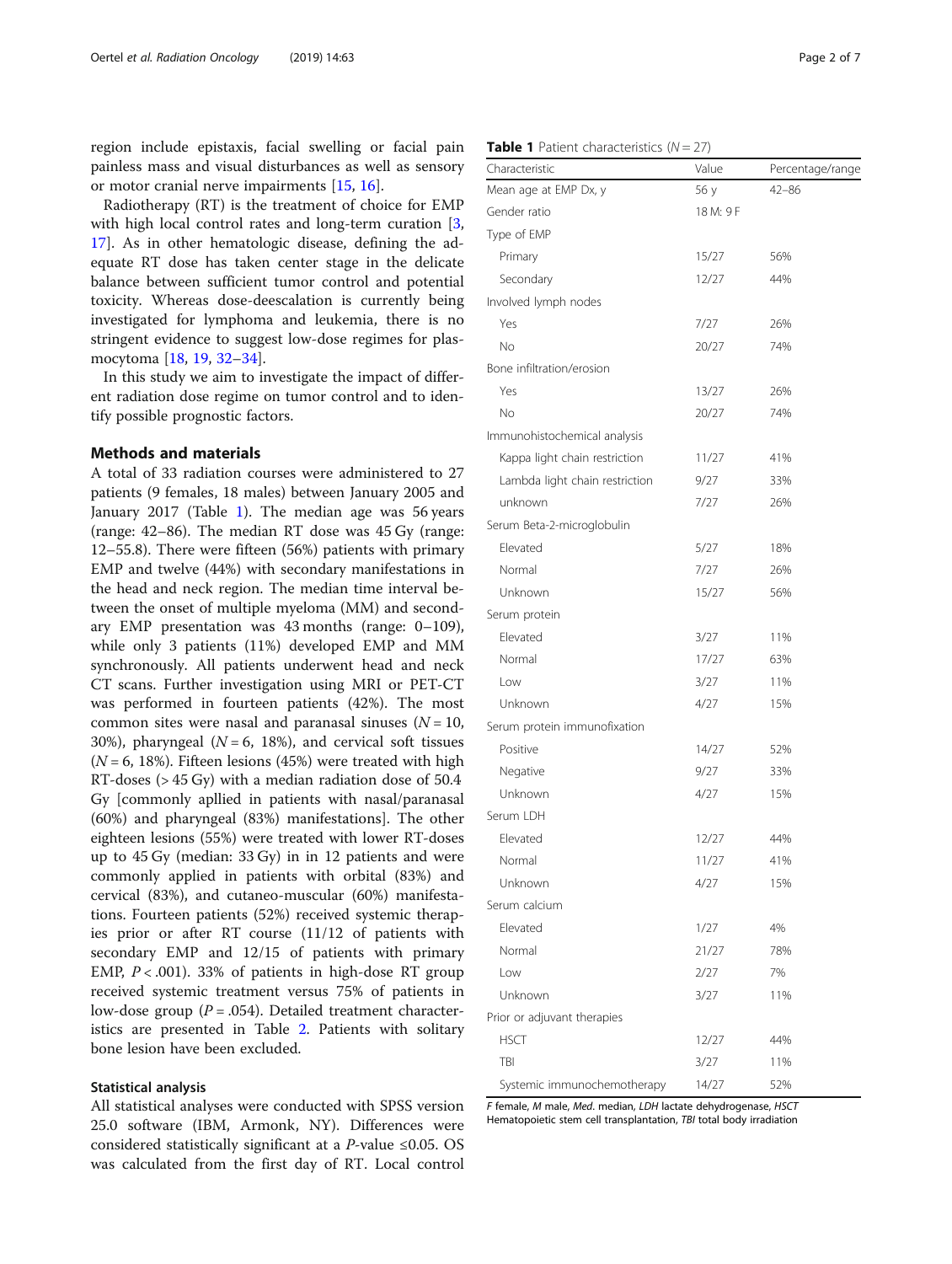region include epistaxis, facial swelling or facial pain painless mass and visual disturbances as well as sensory or motor cranial nerve impairments [15, 16].

Radiotherapy (RT) is the treatment of choice for EMP with high local control rates and long-term curation [3, 17]. As in other hematologic disease, defining the adequate RT dose has taken center stage in the delicate balance between sufficient tumor control and potential toxicity. Whereas dose-deescalation is currently being investigated for lymphoma and leukemia, there is no stringent evidence to suggest low-dose regimes for plasmocytoma [18, 19, 32–34].

In this study we aim to investigate the impact of different radiation dose regime on tumor control and to identify possible prognostic factors.

## Methods and materials

A total of 33 radiation courses were administered to 27 patients (9 females, 18 males) between January 2005 and January 2017 (Table 1). The median age was 56 years (range: 42–86). The median RT dose was 45 Gy (range: 12–55.8). There were fifteen (56%) patients with primary EMP and twelve (44%) with secondary manifestations in the head and neck region. The median time interval between the onset of multiple myeloma (MM) and secondary EMP presentation was 43 months (range: 0–109), while only 3 patients (11%) developed EMP and MM synchronously. All patients underwent head and neck CT scans. Further investigation using MRI or PET-CT was performed in fourteen patients (42%). The most common sites were nasal and paranasal sinuses ($N = 10$, 30%), pharyngeal ($N = 6$, 18%), and cervical soft tissues ($N = 6$, 18%). Fifteen lesions (45%) were treated with high RT-doses (> 45 Gy) with a median radiation dose of 50.4 Gy [commonly apllied in patients with nasal/paranasal (60%) and pharyngeal (83%) manifestations]. The other eighteen lesions (55%) were treated with lower RT-doses up to 45 Gy (median: 33 Gy) in in 12 patients and were commonly applied in patients with orbital (83%) and cervical (83%), and cutaneo-muscular (60%) manifestations. Fourteen patients (52%) received systemic therapies prior or after RT course (11/12 of patients with secondary EMP and 12/15 of patients with primary EMP, $P < .001$). 33% of patients in high-dose RT group received systemic treatment versus 75% of patients in low-dose group ($P = .054$). Detailed treatment characteristics are presented in Table 2. Patients with solitary bone lesion have been excluded.

**Table 1** Patient characteristics ($N = 27$)

| Characteristic | Value | Percentage/range |
|---|---|---|
| Mean age at EMP Dx, y | 56 y | 42–86 |
| Gender ratio | 18 M: 9 F | |
| Type of EMP | | |
| Primary | 15/27 | 56% |
| Secondary | 12/27 | 44% |
| Involved lymph nodes | | |
| Yes | 7/27 | 26% |
| No | 20/27 | 74% |
| Bone infiltration/erosion | | |
| Yes | 13/27 | 26% |
| No | 20/27 | 74% |
| Immunohistochemical analysis | | |
| Kappa light chain restriction | 11/27 | 41% |
| Lambda light chain restriction | 9/27 | 33% |
| unknown | 7/27 | 26% |
| Serum Beta-2-microglobulin | | |
| Elevated | 5/27 | 18% |
| Normal | 7/27 | 26% |
| Unknown | 15/27 | 56% |
| Serum protein | | |
| Elevated | 3/27 | 11% |
| Normal | 17/27 | 63% |
| Low | 3/27 | 11% |
| Unknown | 4/27 | 15% |
| Serum protein immunofixation | | |
| Positive | 14/27 | 52% |
| Negative | 9/27 | 33% |
| Unknown | 4/27 | 15% |
| Serum LDH | | |
| Elevated | 12/27 | 44% |
| Normal | 11/27 | 41% |
| Unknown | 4/27 | 15% |
| Serum calcium | | |
| Elevated | 1/27 | 4% |
| Normal | 21/27 | 78% |
| Low | 2/27 | 7% |
| Unknown | 3/27 | 11% |
| Prior or adjuvant therapies | | |
| HSCT | 12/27 | 44% |
| TBI | 3/27 | 11% |
| Systemic immunochemotherapy | 14/27 | 52% |

*F* female, *M* male, *Med.* median, *LDH* lactate dehydrogenase, *HSCT* Hematopoietic stem cell transplantation, *TBI* total body irradiation

### Statistical analysis

All statistical analyses were conducted with SPSS version 25.0 software (IBM, Armonk, NY). Differences were considered statistically significant at a *P*-value ≤0.05. OS was calculated from the first day of RT. Local control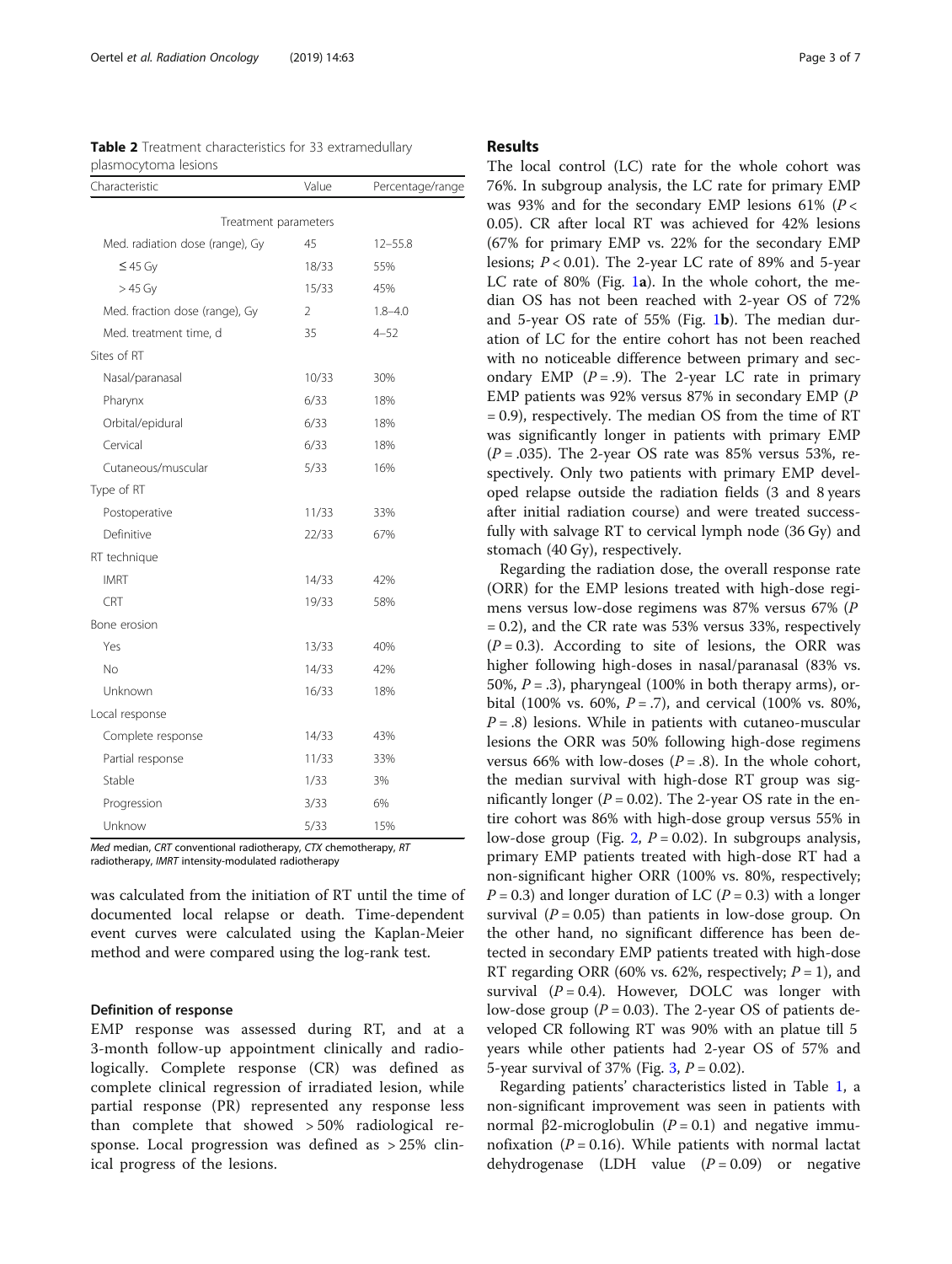**Table 2** Treatment characteristics for 33 extramedullary plasmocytoma lesions

| Characteristic | Value | Percentage/range |
|---|---|---|
| Treatment parameters | | |
| Med. radiation dose (range), Gy | 45 | 12–55.8 |
| ≤ 45 Gy | 18/33 | 55% |
| > 45 Gy | 15/33 | 45% |
| Med. fraction dose (range), Gy | 2 | 1.8–4.0 |
| Med. treatment time, d | 35 | 4–52 |
| Sites of RT | | |
| Nasal/paranasal | 10/33 | 30% |
| Pharynx | 6/33 | 18% |
| Orbital/epidural | 6/33 | 18% |
| Cervical | 6/33 | 18% |
| Cutaneous/muscular | 5/33 | 16% |
| Type of RT | | |
| Postoperative | 11/33 | 33% |
| Definitive | 22/33 | 67% |
| RT technique | | |
| IMRT | 14/33 | 42% |
| CRT | 19/33 | 58% |
| Bone erosion | | |
| Yes | 13/33 | 40% |
| No | 14/33 | 42% |
| Unknown | 16/33 | 18% |
| Local response | | |
| Complete response | 14/33 | 43% |
| Partial response | 11/33 | 33% |
| Stable | 1/33 | 3% |
| Progression | 3/33 | 6% |
| Unknow | 5/33 | 15% |

*Med* median, *CRT* conventional radiotherapy, *CTX* chemotherapy, *RT* radiotherapy, *IMRT* intensity-modulated radiotherapy

was calculated from the initiation of RT until the time of documented local relapse or death. Time-dependent event curves were calculated using the Kaplan-Meier method and were compared using the log-rank test.

### Definition of response

EMP response was assessed during RT, and at a 3-month follow-up appointment clinically and radiologically. Complete response (CR) was defined as complete clinical regression of irradiated lesion, while partial response (PR) represented any response less than complete that showed > 50% radiological response. Local progression was defined as > 25% clinical progress of the lesions.

## Results

The local control (LC) rate for the whole cohort was 76%. In subgroup analysis, the LC rate for primary EMP was 93% and for the secondary EMP lesions 61% ($P < 0.05$). CR after local RT was achieved for 42% lesions (67% for primary EMP vs. 22% for the secondary EMP lesions; $P < 0.01$). The 2-year LC rate of 89% and 5-year LC rate of 80% (Fig. 1**a**). In the whole cohort, the median OS has not been reached with 2-year OS of 72% and 5-year OS rate of 55% (Fig. 1**b**). The median duration of LC for the entire cohort has not been reached with no noticeable difference between primary and secondary EMP ($P = .9$). The 2-year LC rate in primary EMP patients was 92% versus 87% in secondary EMP ($P = 0.9$), respectively. The median OS from the time of RT was significantly longer in patients with primary EMP ($P = .035$). The 2-year OS rate was 85% versus 53%, respectively. Only two patients with primary EMP developed relapse outside the radiation fields (3 and 8 years after initial radiation course) and were treated successfully with salvage RT to cervical lymph node (36 Gy) and stomach (40 Gy), respectively.

Regarding the radiation dose, the overall response rate (ORR) for the EMP lesions treated with high-dose regimens versus low-dose regimens was 87% versus 67% ($P = 0.2$), and the CR rate was 53% versus 33%, respectively ($P = 0.3$). According to site of lesions, the ORR was higher following high-doses in nasal/paranasal (83% vs. 50%, $P = .3$), pharyngeal (100% in both therapy arms), orbital (100% vs. 60%, $P = .7$), and cervical (100% vs. 80%, $P = .8$) lesions. While in patients with cutaneo-muscular lesions the ORR was 50% following high-dose regimens versus 66% with low-doses ($P = .8$). In the whole cohort, the median survival with high-dose RT group was significantly longer ($P = 0.02$). The 2-year OS rate in the entire cohort was 86% with high-dose group versus 55% in low-dose group (Fig. 2, $P = 0.02$). In subgroups analysis, primary EMP patients treated with high-dose RT had a non-significant higher ORR (100% vs. 80%, respectively; $P = 0.3$) and longer duration of LC ($P = 0.3$) with a longer survival ($P = 0.05$) than patients in low-dose group. On the other hand, no significant difference has been detected in secondary EMP patients treated with high-dose RT regarding ORR (60% vs. 62%, respectively; $P = 1$), and survival ($P = 0.4$). However, DOLC was longer with low-dose group ($P = 0.03$). The 2-year OS of patients developed CR following RT was 90% with an platue till 5 years while other patients had 2-year OS of 57% and 5-year survival of 37% (Fig. 3, $P = 0.02$).

Regarding patients' characteristics listed in Table 1, a non-significant improvement was seen in patients with normal β2-microglobulin ($P = 0.1$) and negative immunofixation ($P = 0.16$). While patients with normal lactat dehydrogenase (LDH value ($P = 0.09$) or negative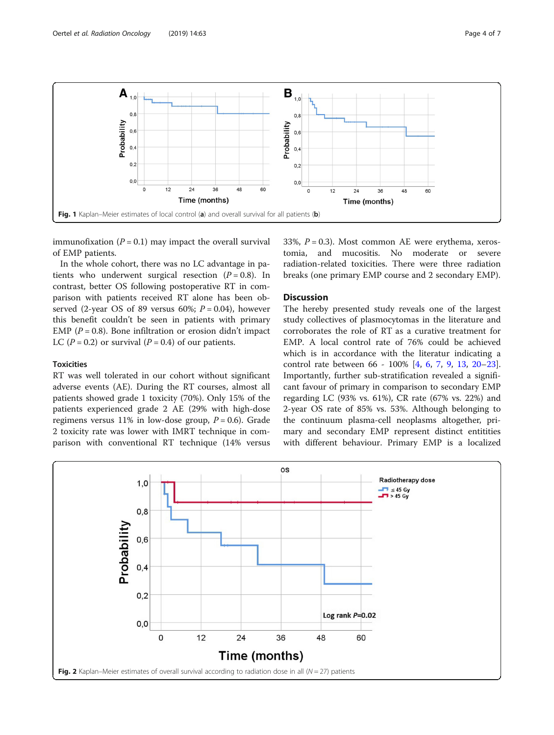Fig. 1 Kaplan–Meier estimates of local control (a) and overall survival for all patients (b)

immunofixation ($P = 0.1$) may impact the overall survival of EMP patients.

In the whole cohort, there was no LC advantage in patients who underwent surgical resection ($P = 0.8$). In contrast, better OS following postoperative RT in comparison with patients received RT alone has been observed (2-year OS of 89 versus 60%; $P = 0.04$), however this benefit couldn't be seen in patients with primary EMP ($P = 0.8$). Bone infiltration or erosion didn't impact LC ($P = 0.2$) or survival ($P = 0.4$) of our patients.

### Toxicities

RT was well tolerated in our cohort without significant adverse events (AE). During the RT courses, almost all patients showed grade 1 toxicity (70%). Only 15% of the patients experienced grade 2 AE (29% with high-dose regimens versus 11% in low-dose group, $P = 0.6$). Grade 2 toxicity rate was lower with IMRT technique in comparison with conventional RT technique (14% versus 33%, $P = 0.3$). Most common AE were erythema, xerostomia, and mucositis. No moderate or severe radiation-related toxicities. There were three radiation breaks (one primary EMP course and 2 secondary EMP).

## Discussion

The hereby presented study reveals one of the largest study collectives of plasmocytomas in the literature and corroborates the role of RT as a curative treatment for EMP. A local control rate of 76% could be achieved which is in accordance with the literatur indicating a control rate between 66 - 100% [4, 6, 7, 9, 13, 20–23]. Importantly, further sub-stratification revealed a significant favour of primary in comparison to secondary EMP regarding LC (93% vs. 61%), CR rate (67% vs. 22%) and 2-year OS rate of 85% vs. 53%. Although belonging to the continuum plasma-cell neoplasms altogether, primary and secondary EMP represent distinct entities with different behaviour. Primary EMP is a localized

Fig. 2 Kaplan–Meier estimates of overall survival according to radiation dose in all ($N = 27$) patients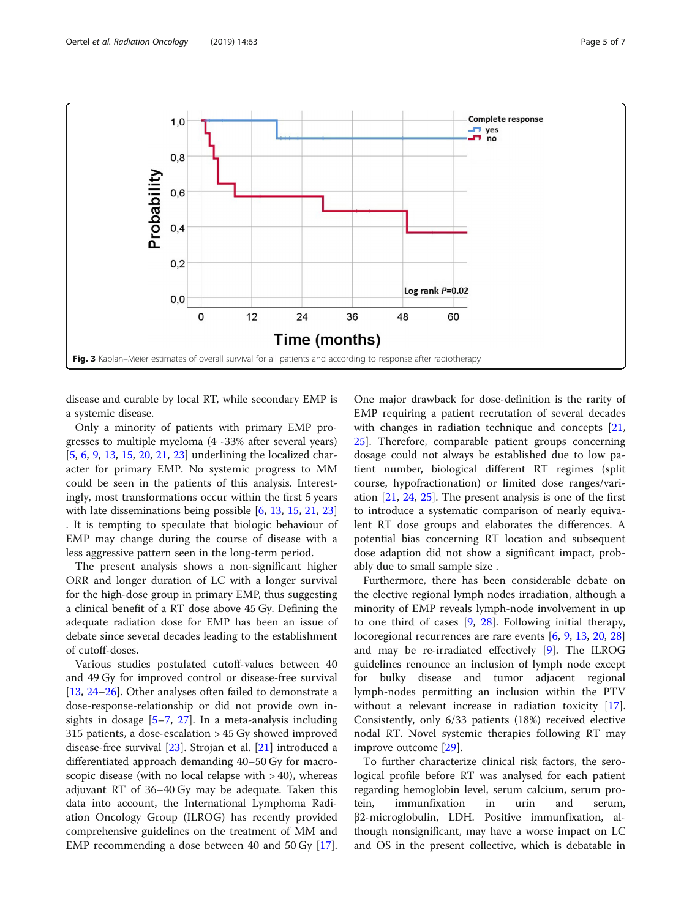Fig. 3 Kaplan–Meier estimates of overall survival for all patients and according to response after radiotherapy

disease and curable by local RT, while secondary EMP is a systemic disease.

Only a minority of patients with primary EMP progresses to multiple myeloma (4 -33% after several years) [5, 6, 9, 13, 15, 20, 21, 23] underlining the localized character for primary EMP. No systemic progress to MM could be seen in the patients of this analysis. Interestingly, most transformations occur within the first 5 years with late disseminations being possible [6, 13, 15, 21, 23] . It is tempting to speculate that biologic behaviour of EMP may change during the course of disease with a less aggressive pattern seen in the long-term period.

The present analysis shows a non-significant higher ORR and longer duration of LC with a longer survival for the high-dose group in primary EMP, thus suggesting a clinical benefit of a RT dose above 45 Gy. Defining the adequate radiation dose for EMP has been an issue of debate since several decades leading to the establishment of cutoff-doses.

Various studies postulated cutoff-values between 40 and 49 Gy for improved control or disease-free survival [13, 24–26]. Other analyses often failed to demonstrate a dose-response-relationship or did not provide own insights in dosage [5–7, 27]. In a meta-analysis including 315 patients, a dose-escalation > 45 Gy showed improved disease-free survival [23]. Strojan et al. [21] introduced a differentiated approach demanding 40–50 Gy for macroscopic disease (with no local relapse with > 40), whereas adjuvant RT of 36–40 Gy may be adequate. Taken this data into account, the International Lymphoma Radiation Oncology Group (ILROG) has recently provided comprehensive guidelines on the treatment of MM and EMP recommending a dose between 40 and 50 Gy [17].

One major drawback for dose-definition is the rarity of EMP requiring a patient recrutation of several decades with changes in radiation technique and concepts [21, 25]. Therefore, comparable patient groups concerning dosage could not always be established due to low patient number, biological different RT regimes (split course, hypofractionation) or limited dose ranges/variation [21, 24, 25]. The present analysis is one of the first to introduce a systematic comparison of nearly equivalent RT dose groups and elaborates the differences. A potential bias concerning RT location and subsequent dose adaption did not show a significant impact, probably due to small sample size .

Furthermore, there has been considerable debate on the elective regional lymph nodes irradiation, although a minority of EMP reveals lymph-node involvement in up to one third of cases [9, 28]. Following initial therapy, locoregional recurrences are rare events [6, 9, 13, 20, 28] and may be re-irradiated effectively [9]. The ILROG guidelines renounce an inclusion of lymph node except for bulky disease and tumor adjacent regional lymph-nodes permitting an inclusion within the PTV without a relevant increase in radiation toxicity [17]. Consistently, only 6/33 patients (18%) received elective nodal RT. Novel systemic therapies following RT may improve outcome [29].

To further characterize clinical risk factors, the serological profile before RT was analysed for each patient regarding hemoglobin level, serum calcium, serum protein, immunfixation in urin and serum, β2-microglobulin, LDH. Positive immunfixation, although nonsignificant, may have a worse impact on LC and OS in the present collective, which is debatable in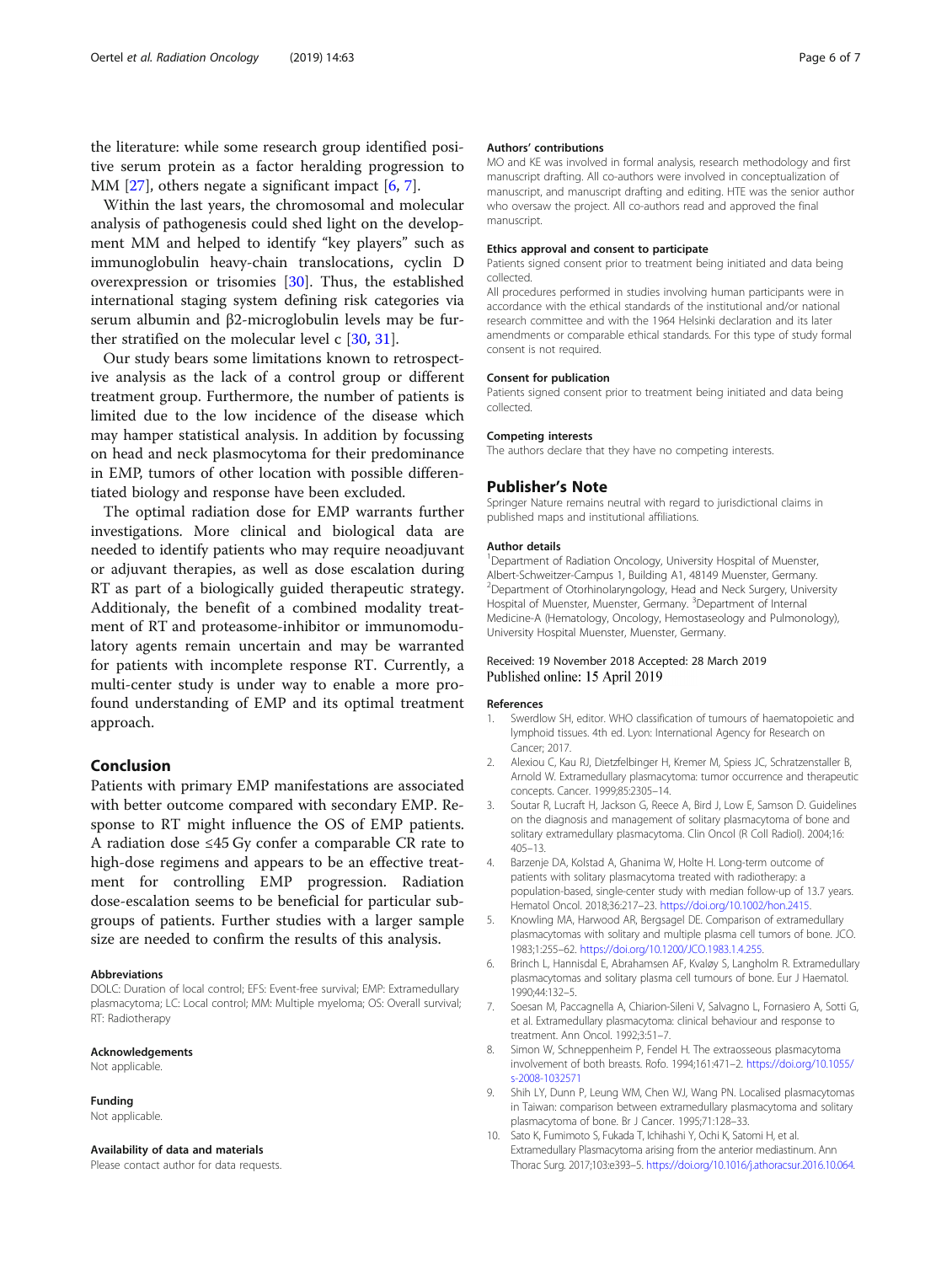the literature: while some research group identified positive serum protein as a factor heralding progression to MM [27], others negate a significant impact [6, 7].

Within the last years, the chromosomal and molecular analysis of pathogenesis could shed light on the development MM and helped to identify "key players" such as immunoglobulin heavy-chain translocations, cyclin D overexpression or trisomies [30]. Thus, the established international staging system defining risk categories via serum albumin and β2-microglobulin levels may be further stratified on the molecular level c [30, 31].

Our study bears some limitations known to retrospective analysis as the lack of a control group or different treatment group. Furthermore, the number of patients is limited due to the low incidence of the disease which may hamper statistical analysis. In addition by focussing on head and neck plasmocytoma for their predominance in EMP, tumors of other location with possible differentiated biology and response have been excluded.

The optimal radiation dose for EMP warrants further investigations. More clinical and biological data are needed to identify patients who may require neoadjuvant or adjuvant therapies, as well as dose escalation during RT as part of a biologically guided therapeutic strategy. Additionaly, the benefit of a combined modality treatment of RT and proteasome-inhibitor or immunomodulatory agents remain uncertain and may be warranted for patients with incomplete response RT. Currently, a multi-center study is under way to enable a more profound understanding of EMP and its optimal treatment approach.

## Conclusion

Patients with primary EMP manifestations are associated with better outcome compared with secondary EMP. Response to RT might influence the OS of EMP patients. A radiation dose ≤45 Gy confer a comparable CR rate to high-dose regimens and appears to be an effective treatment for controlling EMP progression. Radiation dose-escalation seems to be beneficial for particular subgroups of patients. Further studies with a larger sample size are needed to confirm the results of this analysis.

#### Abbreviations

DOLC: Duration of local control; EFS: Event-free survival; EMP: Extramedullary plasmacytoma; LC: Local control; MM: Multiple myeloma; OS: Overall survival; RT: Radiotherapy

#### Acknowledgements

Not applicable.

#### Funding

Not applicable.

#### Availability of data and materials

Please contact author for data requests.

#### Authors' contributions

MO and KE was involved in formal analysis, research methodology and first manuscript drafting. All co-authors were involved in conceptualization of manuscript, and manuscript drafting and editing. HTE was the senior author who oversaw the project. All co-authors read and approved the final manuscript.

#### Ethics approval and consent to participate

Patients signed consent prior to treatment being initiated and data being collected.

All procedures performed in studies involving human participants were in accordance with the ethical standards of the institutional and/or national research committee and with the 1964 Helsinki declaration and its later amendments or comparable ethical standards. For this type of study formal consent is not required.

#### Consent for publication

Patients signed consent prior to treatment being initiated and data being collected.

#### Competing interests

The authors declare that they have no competing interests.

## Publisher's Note

Springer Nature remains neutral with regard to jurisdictional claims in published maps and institutional affiliations.

#### Author details

[1]Department of Radiation Oncology, University Hospital of Muenster, Albert-Schweitzer-Campus 1, Building A1, 48149 Muenster, Germany. [2]Department of Otorhinolaryngology, Head and Neck Surgery, University Hospital of Muenster, Muenster, Germany. [3]Department of Internal Medicine-A (Hematology, Oncology, Hemostaseology and Pulmonology), University Hospital Muenster, Muenster, Germany.

Received: 19 November 2018 Accepted: 28 March 2019
Published online: 15 April 2019

#### References

1. Swerdlow SH, editor. WHO classification of tumours of haematopoietic and lymphoid tissues. 4th ed. Lyon: International Agency for Research on Cancer; 2017.
2. Alexiou C, Kau RJ, Dietzfelbinger H, Kremer M, Spiess JC, Schratzenstaller B, Arnold W. Extramedullary plasmacytoma: tumor occurrence and therapeutic concepts. Cancer. 1999;85:2305–14.
3. Soutar R, Lucraft H, Jackson G, Reece A, Bird J, Low E, Samson D. Guidelines on the diagnosis and management of solitary plasmacytoma of bone and solitary extramedullary plasmacytoma. Clin Oncol (R Coll Radiol). 2004;16:405–13.
4. Barzenje DA, Kolstad A, Ghanima W, Holte H. Long-term outcome of patients with solitary plasmacytoma treated with radiotherapy: a population-based, single-center study with median follow-up of 13.7 years. Hematol Oncol. 2018;36:217–23. https://doi.org/10.1002/hon.2415.
5. Knowling MA, Harwood AR, Bergsagel DE. Comparison of extramedullary plasmacytomas with solitary and multiple plasma cell tumors of bone. JCO. 1983;1:255–62. https://doi.org/10.1200/JCO.1983.1.4.255.
6. Brinch L, Hannisdal E, Abrahamsen AF, Kvaløy S, Langholm R. Extramedullary plasmacytomas and solitary plasma cell tumours of bone. Eur J Haematol. 1990;44:132–5.
7. Soesan M, Paccagnella A, Chiarion-Sileni V, Salvagno L, Fornasiero A, Sotti G, et al. Extramedullary plasmacytoma: clinical behaviour and response to treatment. Ann Oncol. 1992;3:51–7.
8. Simon W, Schneppenheim P, Fendel H. The extraosseous plasmacytoma involvement of both breasts. Rofo. 1994;161:471–2. https://doi.org/10.1055/s-2008-1032571
9. Shih LY, Dunn P, Leung WM, Chen WJ, Wang PN. Localised plasmacytomas in Taiwan: comparison between extramedullary plasmacytoma and solitary plasmacytoma of bone. Br J Cancer. 1995;71:128–33.
10. Sato K, Fumimoto S, Fukada T, Ichihashi Y, Ochi K, Satomi H, et al. Extramedullary Plasmacytoma arising from the anterior mediastinum. Ann Thorac Surg. 2017;103:e393–5. https://doi.org/10.1016/j.athoracsur.2016.10.064.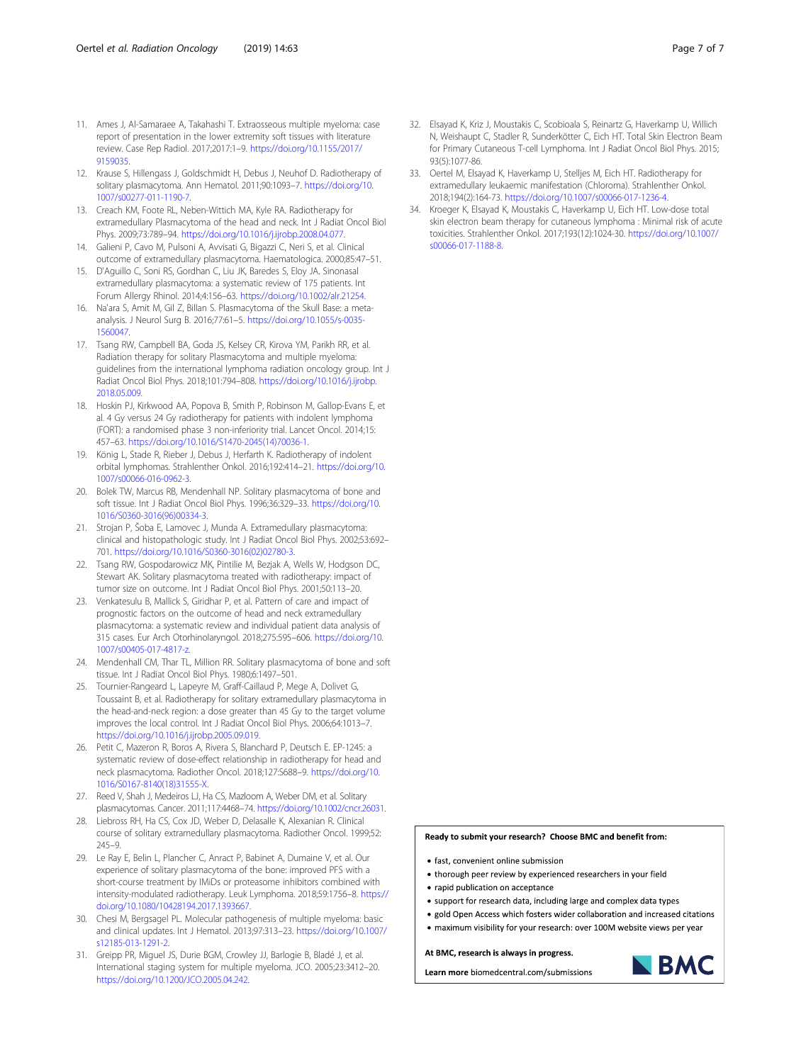11. Ames J, Al-Samaraee A, Takahashi T. Extraosseous multiple myeloma: case report of presentation in the lower extremity soft tissues with literature review. Case Rep Radiol. 2017;2017:1–9. https://doi.org/10.1155/2017/9159035.
12. Krause S, Hillengass J, Goldschmidt H, Debus J, Neuhof D. Radiotherapy of solitary plasmacytoma. Ann Hematol. 2011;90:1093–7. https://doi.org/10.1007/s00277-011-1190-7.
13. Creach KM, Foote RL, Neben-Wittich MA, Kyle RA. Radiotherapy for extramedullary Plasmacytoma of the head and neck. Int J Radiat Oncol Biol Phys. 2009;73:789–94. https://doi.org/10.1016/j.ijrobp.2008.04.077.
14. Galieni P, Cavo M, Pulsoni A, Avvisati G, Bigazzi C, Neri S, et al. Clinical outcome of extramedullary plasmacytoma. Haematologica. 2000;85:47–51.
15. D'Aguillo C, Soni RS, Gordhan C, Liu JK, Baredes S, Eloy JA. Sinonasal extramedullary plasmacytoma: a systematic review of 175 patients. Int Forum Allergy Rhinol. 2014;4:156–63. https://doi.org/10.1002/alr.21254.
16. Na'ara S, Amit M, Gil Z, Billan S. Plasmacytoma of the Skull Base: a meta-analysis. J Neurol Surg B. 2016;77:61–5. https://doi.org/10.1055/s-0035-1560047.
17. Tsang RW, Campbell BA, Goda JS, Kelsey CR, Kirova YM, Parikh RR, et al. Radiation therapy for solitary Plasmacytoma and multiple myeloma: guidelines from the international lymphoma radiation oncology group. Int J Radiat Oncol Biol Phys. 2018;101:794–808. https://doi.org/10.1016/j.ijrobp.2018.05.009.
18. Hoskin PJ, Kirkwood AA, Popova B, Smith P, Robinson M, Gallop-Evans E, et al. 4 Gy versus 24 Gy radiotherapy for patients with indolent lymphoma (FORT): a randomised phase 3 non-inferiority trial. Lancet Oncol. 2014;15:457–63. https://doi.org/10.1016/S1470-2045(14)70036-1.
19. König L, Stade R, Rieber J, Debus J, Herfarth K. Radiotherapy of indolent orbital lymphomas. Strahlenther Onkol. 2016;192:414–21. https://doi.org/10.1007/s00066-016-0962-3.
20. Bolek TW, Marcus RB, Mendenhall NP. Solitary plasmacytoma of bone and soft tissue. Int J Radiat Oncol Biol Phys. 1996;36:329–33. https://doi.org/10.1016/S0360-3016(96)00334-3.
21. Strojan P, Šoba E, Lamovec J, Munda A. Extramedullary plasmacytoma: clinical and histopathologic study. Int J Radiat Oncol Biol Phys. 2002;53:692–701. https://doi.org/10.1016/S0360-3016(02)02780-3.
22. Tsang RW, Gospodarowicz MK, Pintilie M, Bezjak A, Wells W, Hodgson DC, Stewart AK. Solitary plasmacytoma treated with radiotherapy: impact of tumor size on outcome. Int J Radiat Oncol Biol Phys. 2001;50:113–20.
23. Venkatesulu B, Mallick S, Giridhar P, et al. Pattern of care and impact of prognostic factors on the outcome of head and neck extramedullary plasmacytoma: a systematic review and individual patient data analysis of 315 cases. Eur Arch Otorhinolaryngol. 2018;275:595–606. https://doi.org/10.1007/s00405-017-4817-z.
24. Mendenhall CM, Thar TL, Million RR. Solitary plasmacytoma of bone and soft tissue. Int J Radiat Oncol Biol Phys. 1980;6:1497–501.
25. Tournier-Rangeard L, Lapeyre M, Graff-Caillaud P, Mege A, Dolivet G, Toussaint B, et al. Radiotherapy for solitary extramedullary plasmacytoma in the head-and-neck region: a dose greater than 45 Gy to the target volume improves the local control. Int J Radiat Oncol Biol Phys. 2006;64:1013–7. https://doi.org/10.1016/j.ijrobp.2005.09.019.
26. Petit C, Mazeron R, Boros A, Rivera S, Blanchard P, Deutsch E. EP-1245: a systematic review of dose-effect relationship in radiotherapy for head and neck plasmacytoma. Radiother Oncol. 2018;127:S688–9. https://doi.org/10.1016/S0167-8140(18)31555-X.
27. Reed V, Shah J, Medeiros LJ, Ha CS, Mazloom A, Weber DM, et al. Solitary plasmacytomas. Cancer. 2011;117:4468–74. https://doi.org/10.1002/cncr.26031.
28. Liebross RH, Ha CS, Cox JD, Weber D, Delasalle K, Alexanian R. Clinical course of solitary extramedullary plasmacytoma. Radiother Oncol. 1999;52:245–9.
29. Le Ray E, Belin L, Plancher C, Anract P, Babinet A, Dumaine V, et al. Our experience of solitary plasmacytoma of the bone: improved PFS with a short-course treatment by IMiDs or proteasome inhibitors combined with intensity-modulated radiotherapy. Leuk Lymphoma. 2018;59:1756–8. https://doi.org/10.1080/10428194.2017.1393667.
30. Chesi M, Bergsagel PL. Molecular pathogenesis of multiple myeloma: basic and clinical updates. Int J Hematol. 2013;97:313–23. https://doi.org/10.1007/s12185-013-1291-2.
31. Greipp PR, Miguel JS, Durie BGM, Crowley JJ, Barlogie B, Bladé J, et al. International staging system for multiple myeloma. JCO. 2005;23:3412–20. https://doi.org/10.1200/JCO.2005.04.242.
32. Elsayad K, Kriz J, Moustakis C, Scobioala S, Reinartz G, Haverkamp U, Willich N, Weishaupt C, Stadler R, Sunderkötter C, Eich HT. Total Skin Electron Beam for Primary Cutaneous T-cell Lymphoma. Int J Radiat Oncol Biol Phys. 2015;93(5):1077-86.
33. Oertel M, Elsayad K, Haverkamp U, Stelljes M, Eich HT. Radiotherapy for extramedullary leukaemic manifestation (Chloroma). Strahlenther Onkol. 2018;194(2):164-73. https://doi.org/10.1007/s00066-017-1236-4.
34. Kroeger K, Elsayad K, Moustakis C, Haverkamp U, Eich HT. Low-dose total skin electron beam therapy for cutaneous lymphoma : Minimal risk of acute toxicities. Strahlenther Onkol. 2017;193(12):1024-30. https://doi.org/10.1007/s00066-017-1188-8.

**Ready to submit your research? Choose BMC and benefit from:**

- fast, convenient online submission
- thorough peer review by experienced researchers in your field
- rapid publication on acceptance
- support for research data, including large and complex data types
- gold Open Access which fosters wider collaboration and increased citations
- maximum visibility for your research: over 100M website views per year

**At BMC, research is always in progress.**

**Learn more** biomedcentral.com/submissions

BMC